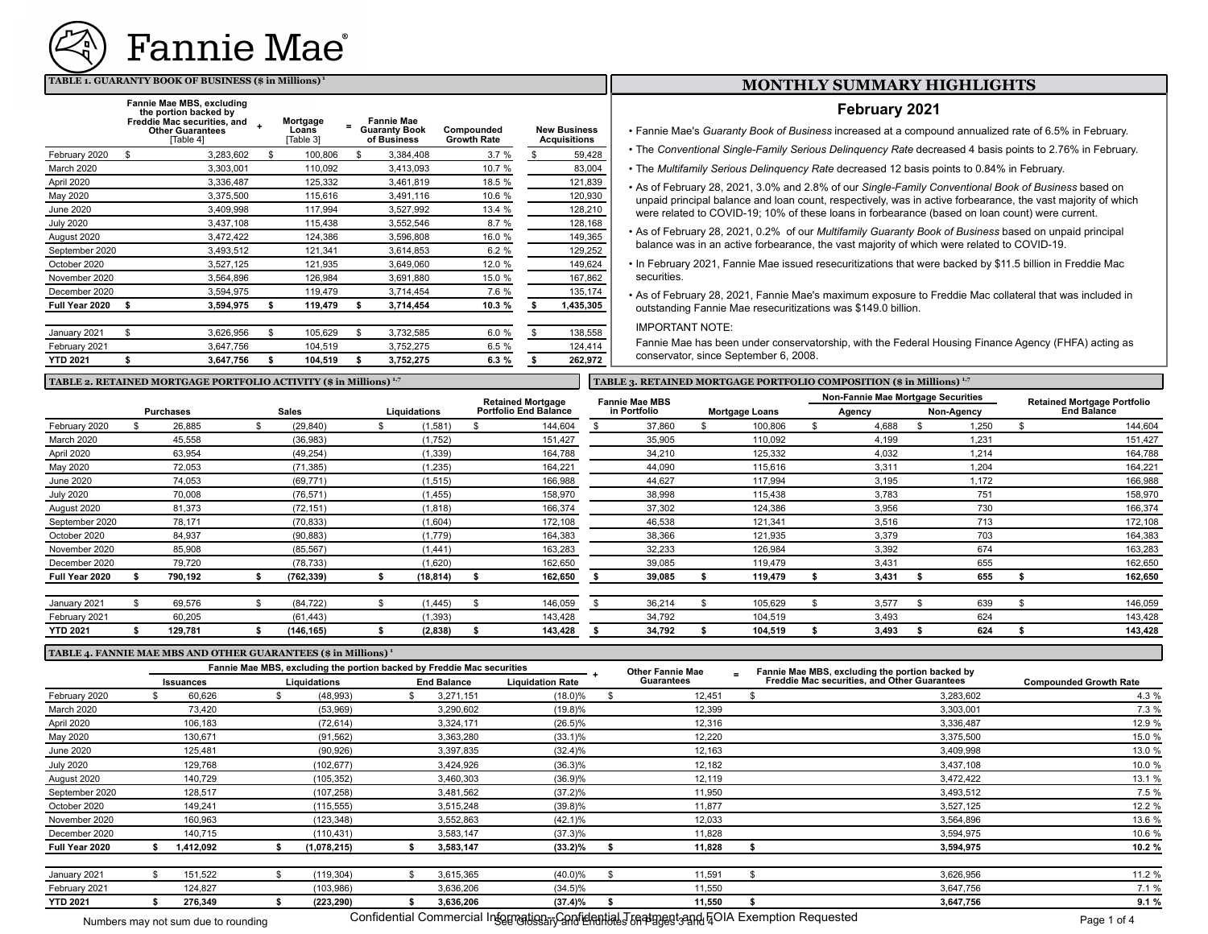# Fannie Mae

## TABLE 1. GUARANTY BOOK OF BUSINESS ($ in Millions) [1]

| | Fannie Mae MBS, excluding the portion backed by Freddie Mac securities, and Other Guarantees [Table 4] | + | Mortgage Loans [Table 3] | = | Fannie Mae Guaranty Book of Business | Compounded Growth Rate | New Business Acquisitions |
|---|---|---|---|---|---|---|---|
| February 2020 | $ 3,283,602 | | $ 100,806 | | $ 3,384,408 | 3.7 % | $ 59,428 |
| March 2020 | 3,303,001 | | 110,092 | | 3,413,093 | 10.7 % | 83,004 |
| April 2020 | 3,336,487 | | 125,332 | | 3,461,819 | 18.5 % | 121,839 |
| May 2020 | 3,375,500 | | 115,616 | | 3,491,116 | 10.6 % | 120,930 |
| June 2020 | 3,409,998 | | 117,994 | | 3,527,992 | 13.4 % | 128,210 |
| July 2020 | 3,437,108 | | 115,438 | | 3,552,546 | 8.7 % | 128,168 |
| August 2020 | 3,472,422 | | 124,386 | | 3,596,808 | 16.0 % | 149,365 |
| September 2020 | 3,493,512 | | 121,341 | | 3,614,853 | 6.2 % | 129,252 |
| October 2020 | 3,527,125 | | 121,935 | | 3,649,060 | 12.0 % | 149,624 |
| November 2020 | 3,564,896 | | 126,984 | | 3,691,880 | 15.0 % | 167,862 |
| December 2020 | 3,594,975 | | 119,479 | | 3,714,454 | 7.6 % | 135,174 |
| **Full Year 2020** | **$ 3,594,975** | | **$ 119,479** | | **$ 3,714,454** | **10.3 %** | **$ 1,435,305** |
| January 2021 | $ 3,626,956 | | $ 105,629 | | $ 3,732,585 | 6.0 % | $ 138,558 |
| February 2021 | 3,647,756 | | 104,519 | | 3,752,275 | 6.5 % | 124,414 |
| **YTD 2021** | **$ 3,647,756** | | **$ 104,519** | | **$ 3,752,275** | **6.3 %** | **$ 262,972** |

## MONTHLY SUMMARY HIGHLIGHTS

### February 2021

- Fannie Mae's *Guaranty Book of Business* increased at a compound annualized rate of 6.5% in February.
- The *Conventional Single-Family Serious Delinquency Rate* decreased 4 basis points to 2.76% in February.
- The *Multifamily Serious Delinquency Rate* decreased 12 basis points to 0.84% in February.
- As of February 28, 2021, 3.0% and 2.8% of our *Single-Family Conventional Book of Business* based on unpaid principal balance and loan count, respectively, was in active forbearance, the vast majority of which were related to COVID-19; 10% of these loans in forbearance (based on loan count) were current.
- As of February 28, 2021, 0.2% of our *Multifamily Guaranty Book of Business* based on unpaid principal balance was in an active forbearance, the vast majority of which were related to COVID-19.
- In February 2021, Fannie Mae issued resecuritizations that were backed by $11.5 billion in Freddie Mac securities.
- As of February 28, 2021, Fannie Mae's maximum exposure to Freddie Mac collateral that was included in outstanding Fannie Mae resecuritizations was $149.0 billion.

IMPORTANT NOTE:

Fannie Mae has been under conservatorship, with the Federal Housing Finance Agency (FHFA) acting as conservator, since September 6, 2008.

## TABLE 2. RETAINED MORTGAGE PORTFOLIO ACTIVITY ($ in Millions) [1,7]

| | Purchases | Sales | Liquidations | Retained Mortgage Portfolio End Balance |
|---|---|---|---|---|
| February 2020 | $ 26,885 | $ (29,840) | $ (1,581) | $ 144,604 |
| March 2020 | 45,558 | (36,983) | (1,752) | 151,427 |
| April 2020 | 63,954 | (49,254) | (1,339) | 164,788 |
| May 2020 | 72,053 | (71,385) | (1,235) | 164,221 |
| June 2020 | 74,053 | (69,771) | (1,515) | 166,988 |
| July 2020 | 70,008 | (76,571) | (1,455) | 158,970 |
| August 2020 | 81,373 | (72,151) | (1,818) | 166,374 |
| September 2020 | 78,171 | (70,833) | (1,604) | 172,108 |
| October 2020 | 84,937 | (90,883) | (1,779) | 164,383 |
| November 2020 | 85,908 | (85,567) | (1,441) | 163,283 |
| December 2020 | 79,720 | (78,733) | (1,620) | 162,650 |
| **Full Year 2020** | **$ 790,192** | **$ (762,339)** | **$ (18,814)** | **$ 162,650** |
| January 2021 | $ 69,576 | $ (84,722) | $ (1,445) | $ 146,059 |
| February 2021 | 60,205 | (61,443) | (1,393) | 143,428 |
| **YTD 2021** | **$ 129,781** | **$ (146,165)** | **$ (2,838)** | **$ 143,428** |

## TABLE 3. RETAINED MORTGAGE PORTFOLIO COMPOSITION ($ in Millions) [1,7]

| | Fannie Mae MBS in Portfolio | Mortgage Loans | Non-Fannie Mae Mortgage Securities | | Retained Mortgage Portfolio End Balance |
|---|---|---|---|---|---|
| | | | Agency | Non-Agency | |
| February 2020 | $ 37,860 | $ 100,806 | $ 4,688 | $ 1,250 | $ 144,604 |
| March 2020 | 35,905 | 110,092 | 4,199 | 1,231 | 151,427 |
| April 2020 | 34,210 | 125,332 | 4,032 | 1,214 | 164,788 |
| May 2020 | 44,090 | 115,616 | 3,311 | 1,204 | 164,221 |
| June 2020 | 44,627 | 117,994 | 3,195 | 1,172 | 166,988 |
| July 2020 | 38,998 | 115,438 | 3,783 | 751 | 158,970 |
| August 2020 | 37,302 | 124,386 | 3,956 | 730 | 166,374 |
| September 2020 | 46,538 | 121,341 | 3,516 | 713 | 172,108 |
| October 2020 | 38,366 | 121,935 | 3,379 | 703 | 164,383 |
| November 2020 | 32,233 | 126,984 | 3,392 | 674 | 163,283 |
| December 2020 | 39,085 | 119,479 | 3,431 | 655 | 162,650 |
| **Full Year 2020** | **$ 39,085** | **$ 119,479** | **$ 3,431** | **$ 655** | **$ 162,650** |
| January 2021 | $ 36,214 | $ 105,629 | $ 3,577 | $ 639 | $ 146,059 |
| February 2021 | 34,792 | 104,519 | 3,493 | 624 | 143,428 |
| **YTD 2021** | **$ 34,792** | **$ 104,519** | **$ 3,493** | **$ 624** | **$ 143,428** |

## TABLE 4. FANNIE MAE MBS AND OTHER GUARANTEES ($ in Millions) [1]

| | Fannie Mae MBS, excluding the portion backed by Freddie Mac securities | | | | + | Other Fannie Mae Guarantees | = | Fannie Mae MBS, excluding the portion backed by Freddie Mac securities, and Other Guarantees | Compounded Growth Rate |
|---|---|---|---|---|---|---|---|---|---|
| | Issuances | Liquidations | End Balance | Liquidation Rate | | | | | |
| February 2020 | $ 60,626 | $ (48,993) | $ 3,271,151 | (18.0)% | | $ 12,451 | | $ 3,283,602 | 4.3 % |
| March 2020 | 73,420 | (53,969) | 3,290,602 | (19.8)% | | 12,399 | | 3,303,001 | 7.3 % |
| April 2020 | 106,183 | (72,614) | 3,324,171 | (26.5)% | | 12,316 | | 3,336,487 | 12.9 % |
| May 2020 | 130,671 | (91,562) | 3,363,280 | (33.1)% | | 12,220 | | 3,375,500 | 15.0 % |
| June 2020 | 125,481 | (90,926) | 3,397,835 | (32.4)% | | 12,163 | | 3,409,998 | 13.0 % |
| July 2020 | 129,768 | (102,677) | 3,424,926 | (36.3)% | | 12,182 | | 3,437,108 | 10.0 % |
| August 2020 | 140,729 | (105,352) | 3,460,303 | (36.9)% | | 12,119 | | 3,472,422 | 13.1 % |
| September 2020 | 128,517 | (107,258) | 3,481,562 | (37.2)% | | 11,950 | | 3,493,512 | 7.5 % |
| October 2020 | 149,241 | (115,555) | 3,515,248 | (39.8)% | | 11,877 | | 3,527,125 | 12.2 % |
| November 2020 | 160,963 | (123,348) | 3,552,863 | (42.1)% | | 12,033 | | 3,564,896 | 13.6 % |
| December 2020 | 140,715 | (110,431) | 3,583,147 | (37.3)% | | 11,828 | | 3,594,975 | 10.6 % |
| **Full Year 2020** | **$ 1,412,092** | **$ (1,078,215)** | **$ 3,583,147** | **(33.2)%** | | **$ 11,828** | | **$ 3,594,975** | **10.2 %** |
| January 2021 | $ 151,522 | $ (119,304) | $ 3,615,365 | (40.0)% | | $ 11,591 | | $ 3,626,956 | 11.2 % |
| February 2021 | 124,827 | (103,986) | 3,636,206 | (34.5)% | | 11,550 | | 3,647,756 | 7.1 % |
| **YTD 2021** | **$ 276,349** | **$ (223,290)** | **$ 3,636,206** | **(37.4)%** | | **$ 11,550** | | **$ 3,647,756** | **9.1 %** |

Numbers may not sum due to rounding

See Glossary and Endnotes on Pages 3 and 4

Confidential Commercial Information--Confidential Treatment and FOIA Exemption Requested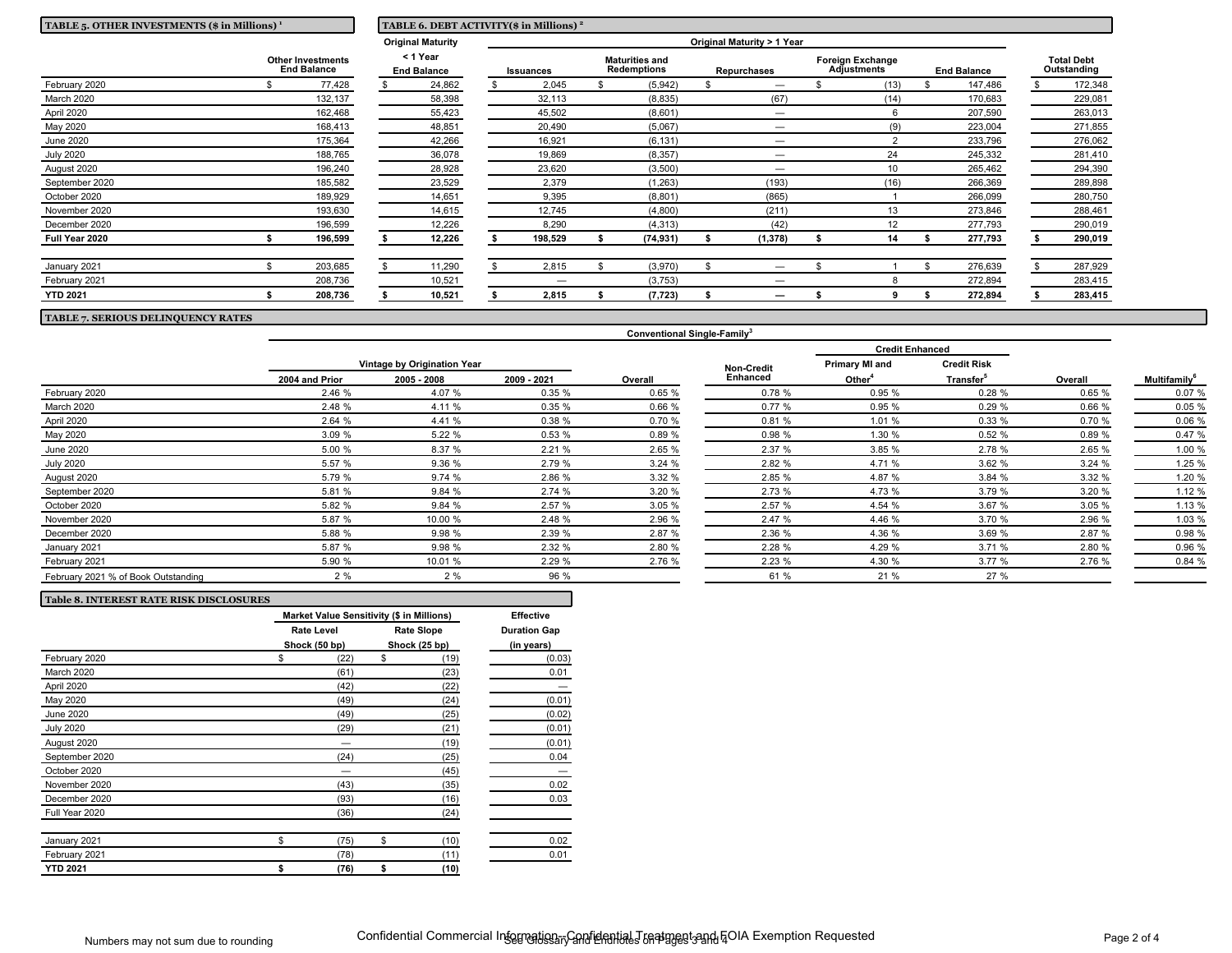## TABLE 5. OTHER INVESTMENTS ($ in Millions) [1]

| | Other Investments End Balance |
|---|---|
| February 2020 | $ 77,428 |
| March 2020 | 132,137 |
| April 2020 | 162,468 |
| May 2020 | 168,413 |
| June 2020 | 175,364 |
| July 2020 | 188,765 |
| August 2020 | 196,240 |
| September 2020 | 185,582 |
| October 2020 | 189,929 |
| November 2020 | 193,630 |
| December 2020 | 196,599 |
| **Full Year 2020** | **$ 196,599** |
| January 2021 | $ 203,685 |
| February 2021 | 208,736 |
| **YTD 2021** | **$ 208,736** |

## TABLE 6. DEBT ACTIVITY($ in Millions) [2]

| | Original Maturity < 1 Year | Original Maturity > 1 Year | | | | | |
|---|---|---|---|---|---|---|---|
| | End Balance | Issuances | Maturities and Redemptions | Repurchases | Foreign Exchange Adjustments | End Balance | Total Debt Outstanding |
| February 2020 | $ 24,862 | $ 2,045 | $ (5,942) | $ — | $ (13) | $ 147,486 | $ 172,348 |
| March 2020 | 58,398 | 32,113 | (8,835) | (67) | (14) | 170,683 | 229,081 |
| April 2020 | 55,423 | 45,502 | (8,601) | — | 6 | 207,590 | 263,013 |
| May 2020 | 48,851 | 20,490 | (5,067) | — | (9) | 223,004 | 271,855 |
| June 2020 | 42,266 | 16,921 | (6,131) | — | 2 | 233,796 | 276,062 |
| July 2020 | 36,078 | 19,869 | (8,357) | — | 24 | 245,332 | 281,410 |
| August 2020 | 28,928 | 23,620 | (3,500) | — | 10 | 265,462 | 294,390 |
| September 2020 | 23,529 | 2,379 | (1,263) | (193) | (16) | 266,369 | 289,898 |
| October 2020 | 14,651 | 9,395 | (8,801) | (865) | 1 | 266,099 | 280,750 |
| November 2020 | 14,615 | 12,745 | (4,800) | (211) | 13 | 273,846 | 288,461 |
| December 2020 | 12,226 | 8,290 | (4,313) | (42) | 12 | 277,793 | 290,019 |
| **Full Year 2020** | **$ 12,226** | **$ 198,529** | **$ (74,931)** | **$ (1,378)** | **$ 14** | **$ 277,793** | **$ 290,019** |
| January 2021 | $ 11,290 | $ 2,815 | $ (3,970) | $ — | $ 1 | $ 276,639 | $ 287,929 |
| February 2021 | 10,521 | — | (3,753) | — | 8 | 272,894 | 283,415 |
| **YTD 2021** | **$ 10,521** | **$ 2,815** | **$ (7,723)** | **$ —** | **$ 9** | **$ 272,894** | **$ 283,415** |

## TABLE 7. SERIOUS DELINQUENCY RATES

| | Conventional Single-Family[3] | | | | | | | | |
|---|---|---|---|---|---|---|---|---|---|
| | Vintage by Origination Year | | | | | Credit Enhanced | | | |
| | 2004 and Prior | 2005 - 2008 | 2009 - 2021 | Overall | Non-Credit Enhanced | Primary MI and Other[4] | Credit Risk Transfer[5] | Overall | Multifamily[6] |
| February 2020 | 2.46 % | 4.07 % | 0.35 % | 0.65 % | 0.78 % | 0.95 % | 0.28 % | 0.65 % | 0.07 % |
| March 2020 | 2.48 % | 4.11 % | 0.35 % | 0.66 % | 0.77 % | 0.95 % | 0.29 % | 0.66 % | 0.05 % |
| April 2020 | 2.64 % | 4.41 % | 0.38 % | 0.70 % | 0.81 % | 1.01 % | 0.33 % | 0.70 % | 0.06 % |
| May 2020 | 3.09 % | 5.22 % | 0.53 % | 0.89 % | 0.98 % | 1.30 % | 0.52 % | 0.89 % | 0.47 % |
| June 2020 | 5.00 % | 8.37 % | 2.21 % | 2.65 % | 2.37 % | 3.85 % | 2.78 % | 2.65 % | 1.00 % |
| July 2020 | 5.57 % | 9.36 % | 2.79 % | 3.24 % | 2.82 % | 4.71 % | 3.62 % | 3.24 % | 1.25 % |
| August 2020 | 5.79 % | 9.74 % | 2.86 % | 3.32 % | 2.85 % | 4.87 % | 3.84 % | 3.32 % | 1.20 % |
| September 2020 | 5.81 % | 9.84 % | 2.74 % | 3.20 % | 2.73 % | 4.73 % | 3.79 % | 3.20 % | 1.12 % |
| October 2020 | 5.82 % | 9.84 % | 2.57 % | 3.05 % | 2.57 % | 4.54 % | 3.67 % | 3.05 % | 1.13 % |
| November 2020 | 5.87 % | 10.00 % | 2.48 % | 2.96 % | 2.47 % | 4.46 % | 3.70 % | 2.96 % | 1.03 % |
| December 2020 | 5.88 % | 9.98 % | 2.39 % | 2.87 % | 2.36 % | 4.36 % | 3.69 % | 2.87 % | 0.98 % |
| January 2021 | 5.87 % | 9.98 % | 2.32 % | 2.80 % | 2.28 % | 4.29 % | 3.71 % | 2.80 % | 0.96 % |
| February 2021 | 5.90 % | 10.01 % | 2.29 % | 2.76 % | 2.23 % | 4.30 % | 3.77 % | 2.76 % | 0.84 % |
| February 2021 % of Book Outstanding | 2 % | 2 % | 96 % | | 61 % | 21 % | 27 % | | |

## Table 8. INTEREST RATE RISK DISCLOSURES

| | Market Value Sensitivity ($ in Millions) | | Effective Duration Gap (in years) |
|---|---|---|---|
| | Rate Level Shock (50 bp) | Rate Slope Shock (25 bp) | |
| February 2020 | $ (22) | $ (19) | (0.03) |
| March 2020 | (61) | (23) | 0.01 |
| April 2020 | (42) | (22) | — |
| May 2020 | (49) | (24) | (0.01) |
| June 2020 | (49) | (25) | (0.02) |
| July 2020 | (29) | (21) | (0.01) |
| August 2020 | — | (19) | (0.01) |
| September 2020 | (24) | (25) | 0.04 |
| October 2020 | — | (45) | — |
| November 2020 | (43) | (35) | 0.02 |
| December 2020 | (93) | (16) | 0.03 |
| Full Year 2020 | (36) | (24) | |
| January 2021 | $ (75) | $ (10) | 0.02 |
| February 2021 | (78) | (11) | 0.01 |
| **YTD 2021** | **$ (76)** | **$ (10)** | |

Numbers may not sum due to rounding

See Glossary and Endnotes on Pages 3 and 4

Confidential Commercial Information--Confidential Treatment and FOIA Exemption Requested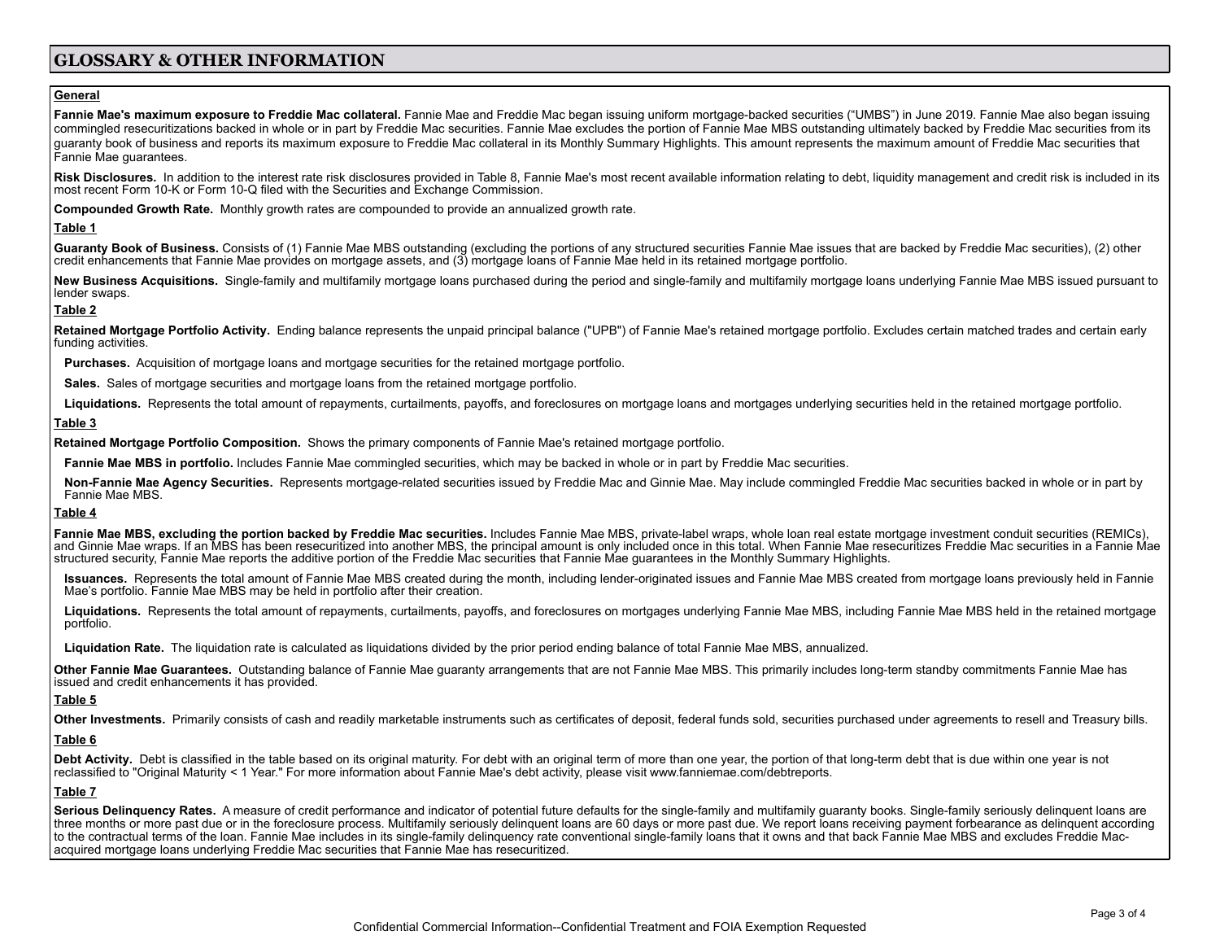# GLOSSARY & OTHER INFORMATION

**General**

**Fannie Mae's maximum exposure to Freddie Mac collateral.** Fannie Mae and Freddie Mac began issuing uniform mortgage-backed securities ("UMBS") in June 2019. Fannie Mae also began issuing commingled resecuritizations backed in whole or in part by Freddie Mac securities. Fannie Mae excludes the portion of Fannie Mae MBS outstanding ultimately backed by Freddie Mac securities from its guaranty book of business and reports its maximum exposure to Freddie Mac collateral in its Monthly Summary Highlights. This amount represents the maximum amount of Freddie Mac securities that Fannie Mae guarantees.

**Risk Disclosures.** In addition to the interest rate risk disclosures provided in Table 8, Fannie Mae's most recent available information relating to debt, liquidity management and credit risk is included in its most recent Form 10-K or Form 10-Q filed with the Securities and Exchange Commission.

**Compounded Growth Rate.** Monthly growth rates are compounded to provide an annualized growth rate.

**Table 1**

**Guaranty Book of Business.** Consists of (1) Fannie Mae MBS outstanding (excluding the portions of any structured securities Fannie Mae issues that are backed by Freddie Mac securities), (2) other credit enhancements that Fannie Mae provides on mortgage assets, and (3) mortgage loans of Fannie Mae held in its retained mortgage portfolio.

**New Business Acquisitions.** Single-family and multifamily mortgage loans purchased during the period and single-family and multifamily mortgage loans underlying Fannie Mae MBS issued pursuant to lender swaps.

**Table 2**

**Retained Mortgage Portfolio Activity.** Ending balance represents the unpaid principal balance ("UPB") of Fannie Mae's retained mortgage portfolio. Excludes certain matched trades and certain early funding activities.

**Purchases.** Acquisition of mortgage loans and mortgage securities for the retained mortgage portfolio.

**Sales.** Sales of mortgage securities and mortgage loans from the retained mortgage portfolio.

**Liquidations.** Represents the total amount of repayments, curtailments, payoffs, and foreclosures on mortgage loans and mortgages underlying securities held in the retained mortgage portfolio.

**Table 3**

**Retained Mortgage Portfolio Composition.** Shows the primary components of Fannie Mae's retained mortgage portfolio.

**Fannie Mae MBS in portfolio.** Includes Fannie Mae commingled securities, which may be backed in whole or in part by Freddie Mac securities.

**Non-Fannie Mae Agency Securities.** Represents mortgage-related securities issued by Freddie Mac and Ginnie Mae. May include commingled Freddie Mac securities backed in whole or in part by Fannie Mae MBS.

**Table 4**

**Fannie Mae MBS, excluding the portion backed by Freddie Mac securities.** Includes Fannie Mae MBS, private-label wraps, whole loan real estate mortgage investment conduit securities (REMICs), and Ginnie Mae wraps. If an MBS has been resecuritized into another MBS, the principal amount is only included once in this total. When Fannie Mae resecuritizes Freddie Mac securities in a Fannie Mae structured security, Fannie Mae reports the additive portion of the Freddie Mac securities that Fannie Mae guarantees in the Monthly Summary Highlights.

**Issuances.** Represents the total amount of Fannie Mae MBS created during the month, including lender-originated issues and Fannie Mae MBS created from mortgage loans previously held in Fannie Mae's portfolio. Fannie Mae MBS may be held in portfolio after their creation.

**Liquidations.** Represents the total amount of repayments, curtailments, payoffs, and foreclosures on mortgages underlying Fannie Mae MBS, including Fannie Mae MBS held in the retained mortgage portfolio.

**Liquidation Rate.** The liquidation rate is calculated as liquidations divided by the prior period ending balance of total Fannie Mae MBS, annualized.

**Other Fannie Mae Guarantees.** Outstanding balance of Fannie Mae guaranty arrangements that are not Fannie Mae MBS. This primarily includes long-term standby commitments Fannie Mae has issued and credit enhancements it has provided.

**Table 5**

**Other Investments.** Primarily consists of cash and readily marketable instruments such as certificates of deposit, federal funds sold, securities purchased under agreements to resell and Treasury bills.

**Table 6**

**Debt Activity.** Debt is classified in the table based on its original maturity. For debt with an original term of more than one year, the portion of that long-term debt that is due within one year is not reclassified to "Original Maturity < 1 Year." For more information about Fannie Mae's debt activity, please visit www.fanniemae.com/debtreports.

**Table 7**

**Serious Delinquency Rates.** A measure of credit performance and indicator of potential future defaults for the single-family and multifamily guaranty books. Single-family seriously delinquent loans are three months or more past due or in the foreclosure process. Multifamily seriously delinquent loans are 60 days or more past due. We report loans receiving payment forbearance as delinquent according to the contractual terms of the loan. Fannie Mae includes in its single-family delinquency rate conventional single-family loans that it owns and that back Fannie Mae MBS and excludes Freddie Mac-acquired mortgage loans underlying Freddie Mac securities that Fannie Mae has resecuritized.

Confidential Commercial Information--Confidential Treatment and FOIA Exemption Requested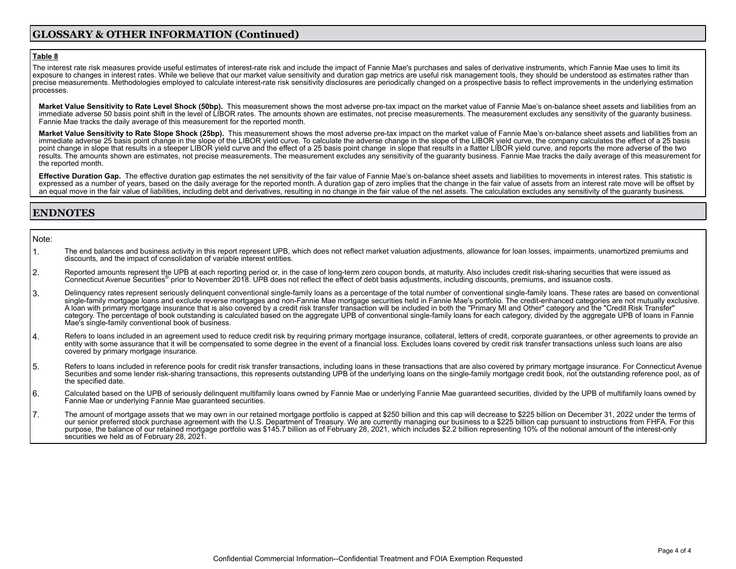## GLOSSARY & OTHER INFORMATION (Continued)

**Table 8**

The interest rate risk measures provide useful estimates of interest-rate risk and include the impact of Fannie Mae's purchases and sales of derivative instruments, which Fannie Mae uses to limit its exposure to changes in interest rates. While we believe that our market value sensitivity and duration gap metrics are useful risk management tools, they should be understood as estimates rather than precise measurements. Methodologies employed to calculate interest-rate risk sensitivity disclosures are periodically changed on a prospective basis to reflect improvements in the underlying estimation processes.

**Market Value Sensitivity to Rate Level Shock (50bp).** This measurement shows the most adverse pre-tax impact on the market value of Fannie Mae's on-balance sheet assets and liabilities from an immediate adverse 50 basis point shift in the level of LIBOR rates. The amounts shown are estimates, not precise measurements. The measurement excludes any sensitivity of the guaranty business. Fannie Mae tracks the daily average of this measurement for the reported month.

**Market Value Sensitivity to Rate Slope Shock (25bp).** This measurement shows the most adverse pre-tax impact on the market value of Fannie Mae's on-balance sheet assets and liabilities from an immediate adverse 25 basis point change in the slope of the LIBOR yield curve. To calculate the adverse change in the slope of the LIBOR yield curve, the company calculates the effect of a 25 basis point change in slope that results in a steeper LIBOR yield curve and the effect of a 25 basis point change in slope that results in a flatter LIBOR yield curve, and reports the more adverse of the two results. The amounts shown are estimates, not precise measurements. The measurement excludes any sensitivity of the guaranty business. Fannie Mae tracks the daily average of this measurement for the reported month.

**Effective Duration Gap.** The effective duration gap estimates the net sensitivity of the fair value of Fannie Mae's on-balance sheet assets and liabilities to movements in interest rates. This statistic is expressed as a number of years, based on the daily average for the reported month. A duration gap of zero implies that the change in the fair value of assets from an interest rate move will be offset by an equal move in the fair value of liabilities, including debt and derivatives, resulting in no change in the fair value of the net assets. The calculation excludes any sensitivity of the guaranty business.

## ENDNOTES

Note:

1. The end balances and business activity in this report represent UPB, which does not reflect market valuation adjustments, allowance for loan losses, impairments, unamortized premiums and discounts, and the impact of consolidation of variable interest entities.
2. Reported amounts represent the UPB at each reporting period or, in the case of long-term zero coupon bonds, at maturity. Also includes credit risk-sharing securities that were issued as Connecticut Avenue Securities® prior to November 2018. UPB does not reflect the effect of debt basis adjustments, including discounts, premiums, and issuance costs.
3. Delinquency rates represent seriously delinquent conventional single-family loans as a percentage of the total number of conventional single-family loans. These rates are based on conventional single-family mortgage loans and exclude reverse mortgages and non-Fannie Mae mortgage securities held in Fannie Mae's portfolio. The credit-enhanced categories are not mutually exclusive. A loan with primary mortgage insurance that is also covered by a credit risk transfer transaction will be included in both the "Primary MI and Other" category and the "Credit Risk Transfer" category. The percentage of book outstanding is calculated based on the aggregate UPB of conventional single-family loans for each category, divided by the aggregate UPB of loans in Fannie Mae's single-family conventional book of business.
4. Refers to loans included in an agreement used to reduce credit risk by requiring primary mortgage insurance, collateral, letters of credit, corporate guarantees, or other agreements to provide an entity with some assurance that it will be compensated to some degree in the event of a financial loss. Excludes loans covered by credit risk transfer transactions unless such loans are also covered by primary mortgage insurance.
5. Refers to loans included in reference pools for credit risk transfer transactions, including loans in these transactions that are also covered by primary mortgage insurance. For Connecticut Avenue Securities and some lender risk-sharing transactions, this represents outstanding UPB of the underlying loans on the single-family mortgage credit book, not the outstanding reference pool, as of the specified date.
6. Calculated based on the UPB of seriously delinquent multifamily loans owned by Fannie Mae or underlying Fannie Mae guaranteed securities, divided by the UPB of multifamily loans owned by Fannie Mae or underlying Fannie Mae guaranteed securities.
7. The amount of mortgage assets that we may own in our retained mortgage portfolio is capped at $250 billion and this cap will decrease to $225 billion on December 31, 2022 under the terms of our senior preferred stock purchase agreement with the U.S. Department of Treasury. We are currently managing our business to a $225 billion cap pursuant to instructions from FHFA. For this purpose, the balance of our retained mortgage portfolio was $145.7 billion as of February 28, 2021, which includes $2.2 billion representing 10% of the notional amount of the interest-only securities we held as of February 28, 2021.

Confidential Commercial Information--Confidential Treatment and FOIA Exemption Requested